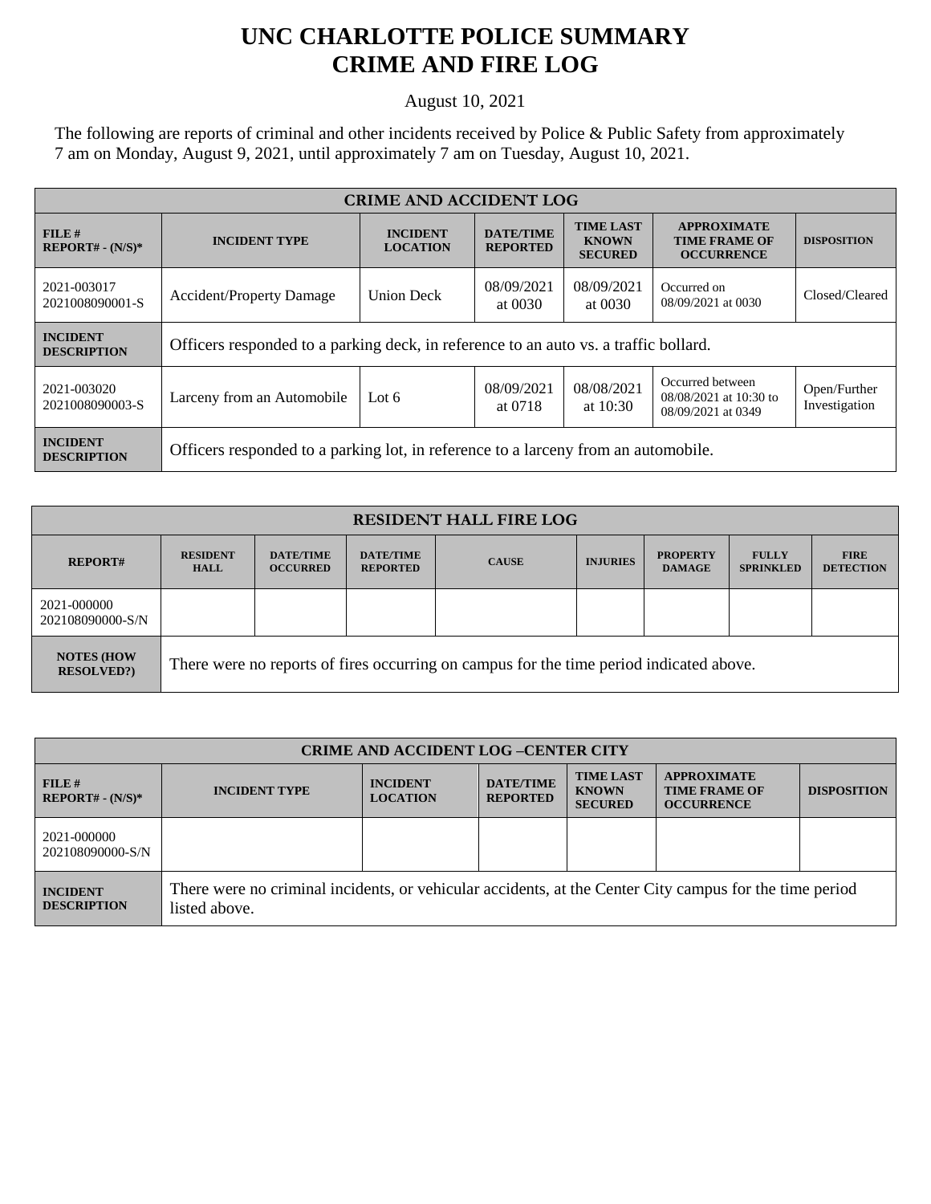# UNC CHARLOTTE POLICE SUMMARY
# CRIME AND FIRE LOG

August 10, 2021

The following are reports of criminal and other incidents received by Police & Public Safety from approximately 7 am on Monday, August 9, 2021, until approximately 7 am on Tuesday, August 10, 2021.

| CRIME AND ACCIDENT LOG | | | | | | |
|---|---|---|---|---|---|---|
| FILE # REPORT# - (N/S)* | INCIDENT TYPE | INCIDENT LOCATION | DATE/TIME REPORTED | TIME LAST KNOWN SECURED | APPROXIMATE TIME FRAME OF OCCURRENCE | DISPOSITION |
| 2021-003017 2021008090001-S | Accident/Property Damage | Union Deck | 08/09/2021 at 0030 | 08/09/2021 at 0030 | Occurred on 08/09/2021 at 0030 | Closed/Cleared |
| INCIDENT DESCRIPTION | Officers responded to a parking deck, in reference to an auto vs. a traffic bollard. | | | | | |
| 2021-003020 2021008090003-S | Larceny from an Automobile | Lot 6 | 08/09/2021 at 0718 | 08/08/2021 at 10:30 | Occurred between 08/08/2021 at 10:30 to 08/09/2021 at 0349 | Open/Further Investigation |
| INCIDENT DESCRIPTION | Officers responded to a parking lot, in reference to a larceny from an automobile. | | | | | |

| RESIDENT HALL FIRE LOG | | | | | | | | |
|---|---|---|---|---|---|---|---|---|
| REPORT# | RESIDENT HALL | DATE/TIME OCCURRED | DATE/TIME REPORTED | CAUSE | INJURIES | PROPERTY DAMAGE | FULLY SPRINKLED | FIRE DETECTION |
| 2021-000000 202108090000-S/N | | | | | | | | |
| NOTES (HOW RESOLVED?) | There were no reports of fires occurring on campus for the time period indicated above. | | | | | | | |

| CRIME AND ACCIDENT LOG –CENTER CITY | | | | | | |
|---|---|---|---|---|---|---|
| FILE # REPORT# - (N/S)* | INCIDENT TYPE | INCIDENT LOCATION | DATE/TIME REPORTED | TIME LAST KNOWN SECURED | APPROXIMATE TIME FRAME OF OCCURRENCE | DISPOSITION |
| 2021-000000 202108090000-S/N | | | | | | |
| INCIDENT DESCRIPTION | There were no criminal incidents, or vehicular accidents, at the Center City campus for the time period listed above. | | | | | |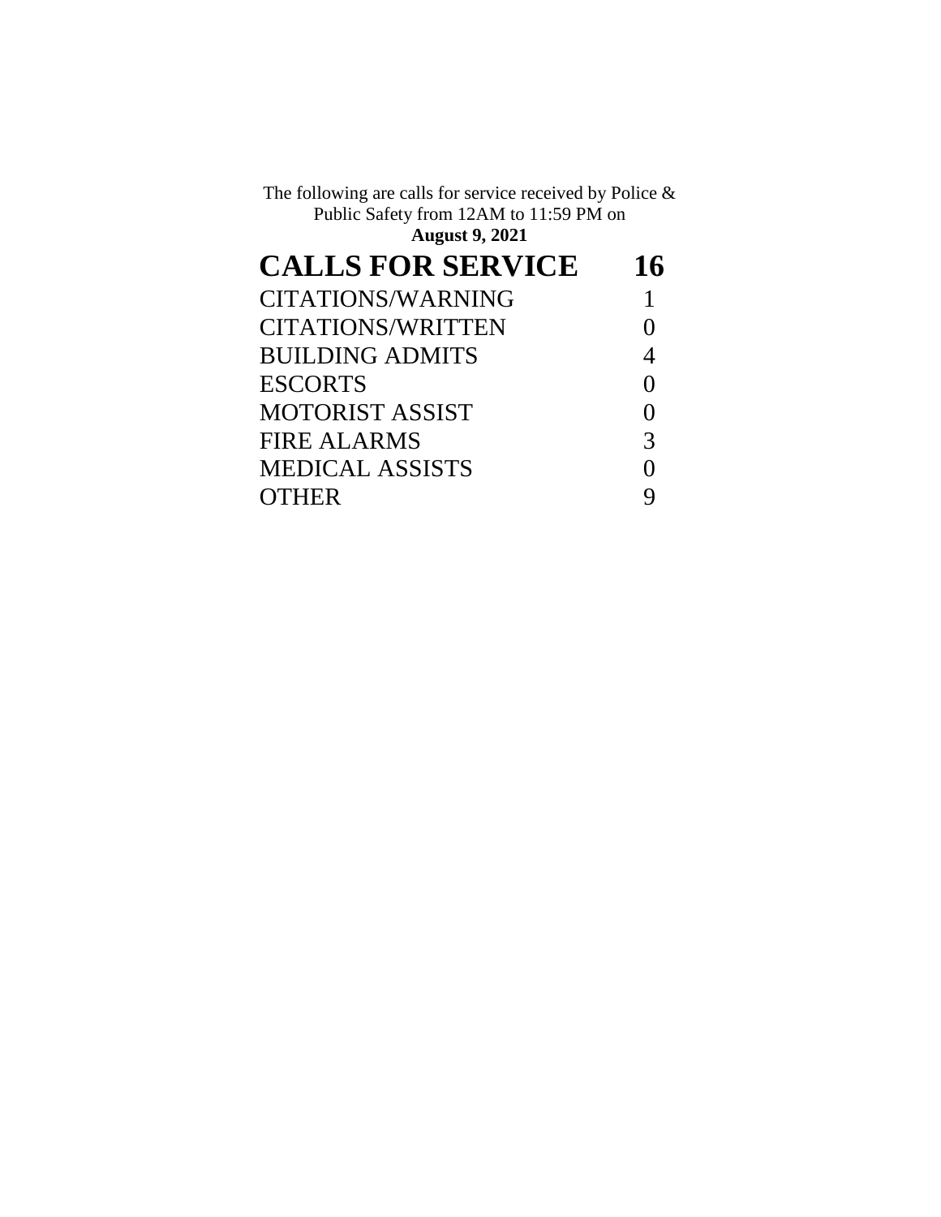The following are calls for service received by Police & Public Safety from 12AM to 11:59 PM on

**August 9, 2021**

| | |
|---|---|
| **CALLS FOR SERVICE** | **16** |
| CITATIONS/WARNING | 1 |
| CITATIONS/WRITTEN | 0 |
| BUILDING ADMITS | 4 |
| ESCORTS | 0 |
| MOTORIST ASSIST | 0 |
| FIRE ALARMS | 3 |
| MEDICAL ASSISTS | 0 |
| OTHER | 9 |